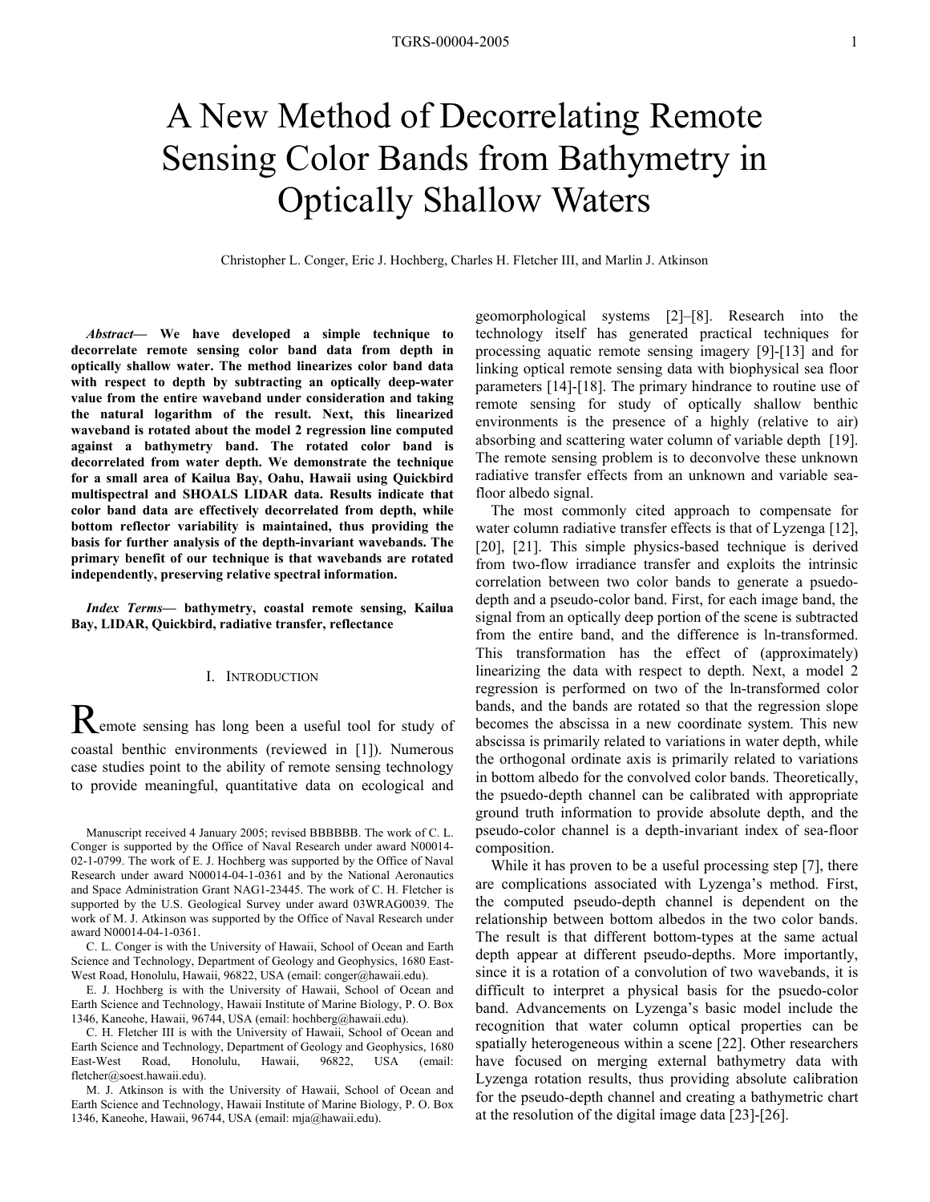# A New Method of Decorrelating Remote Sensing Color Bands from Bathymetry in Optically Shallow Waters

Christopher L. Conger, Eric J. Hochberg, Charles H. Fletcher III, and Marlin J. Atkinson

***Abstract*— We have developed a simple technique to decorrelate remote sensing color band data from depth in optically shallow water. The method linearizes color band data with respect to depth by subtracting an optically deep-water value from the entire waveband under consideration and taking the natural logarithm of the result. Next, this linearized waveband is rotated about the model 2 regression line computed against a bathymetry band. The rotated color band is decorrelated from water depth. We demonstrate the technique for a small area of Kailua Bay, Oahu, Hawaii using Quickbird multispectral and SHOALS LIDAR data. Results indicate that color band data are effectively decorrelated from depth, while bottom reflector variability is maintained, thus providing the basis for further analysis of the depth-invariant wavebands. The primary benefit of our technique is that wavebands are rotated independently, preserving relative spectral information.**

***Index Terms*— bathymetry, coastal remote sensing, Kailua Bay, LIDAR, Quickbird, radiative transfer, reflectance**

## I. Introduction

Remote sensing has long been a useful tool for study of coastal benthic environments (reviewed in [1]). Numerous case studies point to the ability of remote sensing technology to provide meaningful, quantitative data on ecological and geomorphological systems [2]–[8]. Research into the technology itself has generated practical techniques for processing aquatic remote sensing imagery [9]-[13] and for linking optical remote sensing data with biophysical sea floor parameters [14]-[18]. The primary hindrance to routine use of remote sensing for study of optically shallow benthic environments is the presence of a highly (relative to air) absorbing and scattering water column of variable depth [19]. The remote sensing problem is to deconvolve these unknown radiative transfer effects from an unknown and variable sea-floor albedo signal.

The most commonly cited approach to compensate for water column radiative transfer effects is that of Lyzenga [12], [20], [21]. This simple physics-based technique is derived from two-flow irradiance transfer and exploits the intrinsic correlation between two color bands to generate a psuedo-depth and a pseudo-color band. First, for each image band, the signal from an optically deep portion of the scene is subtracted from the entire band, and the difference is ln-transformed. This transformation has the effect of (approximately) linearizing the data with respect to depth. Next, a model 2 regression is performed on two of the ln-transformed color bands, and the bands are rotated so that the regression slope becomes the abscissa in a new coordinate system. This new abscissa is primarily related to variations in water depth, while the orthogonal ordinate axis is primarily related to variations in bottom albedo for the convolved color bands. Theoretically, the psuedo-depth channel can be calibrated with appropriate ground truth information to provide absolute depth, and the pseudo-color channel is a depth-invariant index of sea-floor composition.

While it has proven to be a useful processing step [7], there are complications associated with Lyzenga's method. First, the computed pseudo-depth channel is dependent on the relationship between bottom albedos in the two color bands. The result is that different bottom-types at the same actual depth appear at different pseudo-depths. More importantly, since it is a rotation of a convolution of two wavebands, it is difficult to interpret a physical basis for the psuedo-color band. Advancements on Lyzenga's basic model include the recognition that water column optical properties can be spatially heterogeneous within a scene [22]. Other researchers have focused on merging external bathymetry data with Lyzenga rotation results, thus providing absolute calibration for the pseudo-depth channel and creating a bathymetric chart at the resolution of the digital image data [23]-[26].

Manuscript received 4 January 2005; revised BBBBBB. The work of C. L. Conger is supported by the Office of Naval Research under award N00014-02-1-0799. The work of E. J. Hochberg was supported by the Office of Naval Research under award N00014-04-1-0361 and by the National Aeronautics and Space Administration Grant NAG1-23445. The work of C. H. Fletcher is supported by the U.S. Geological Survey under award 03WRAG0039. The work of M. J. Atkinson was supported by the Office of Naval Research under award N00014-04-1-0361.

C. L. Conger is with the University of Hawaii, School of Ocean and Earth Science and Technology, Department of Geology and Geophysics, 1680 East-West Road, Honolulu, Hawaii, 96822, USA (email: conger@hawaii.edu).

E. J. Hochberg is with the University of Hawaii, School of Ocean and Earth Science and Technology, Hawaii Institute of Marine Biology, P. O. Box 1346, Kaneohe, Hawaii, 96744, USA (email: hochberg@hawaii.edu).

C. H. Fletcher III is with the University of Hawaii, School of Ocean and Earth Science and Technology, Department of Geology and Geophysics, 1680 East-West Road, Honolulu, Hawaii, 96822, USA (email: fletcher@soest.hawaii.edu).

M. J. Atkinson is with the University of Hawaii, School of Ocean and Earth Science and Technology, Hawaii Institute of Marine Biology, P. O. Box 1346, Kaneohe, Hawaii, 96744, USA (email: mja@hawaii.edu).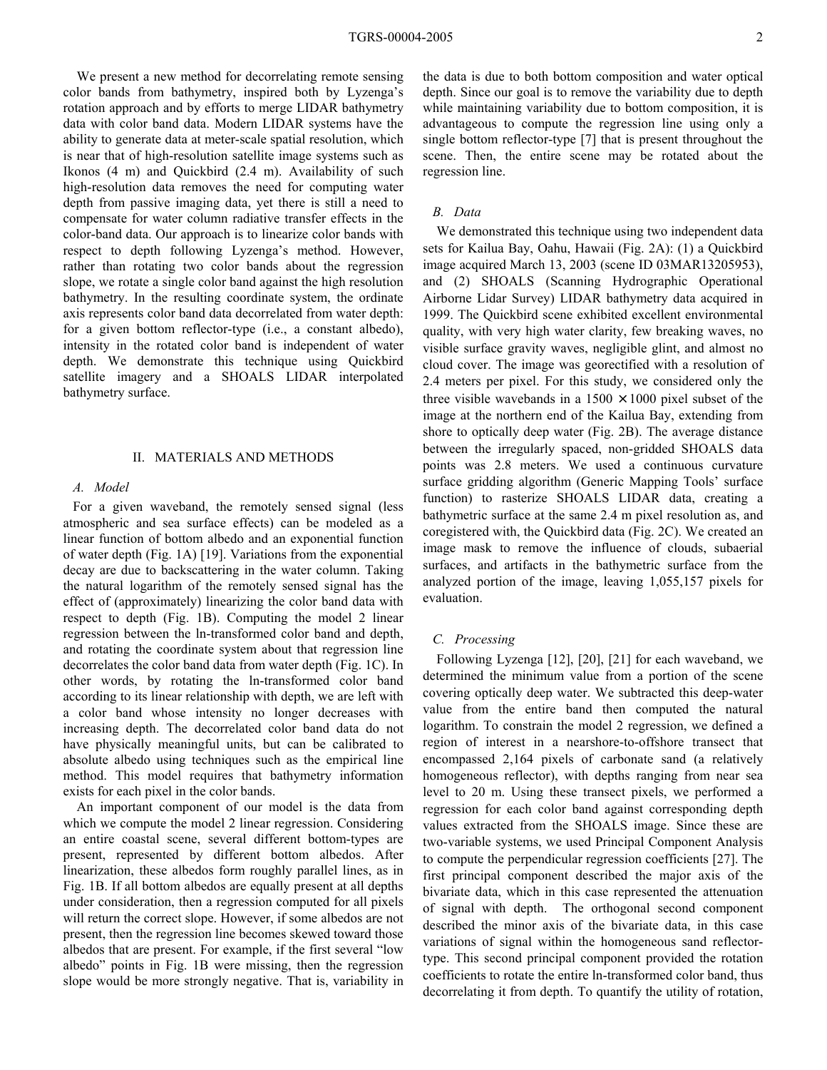We present a new method for decorrelating remote sensing color bands from bathymetry, inspired both by Lyzenga's rotation approach and by efforts to merge LIDAR bathymetry data with color band data. Modern LIDAR systems have the ability to generate data at meter-scale spatial resolution, which is near that of high-resolution satellite image systems such as Ikonos (4 m) and Quickbird (2.4 m). Availability of such high-resolution data removes the need for computing water depth from passive imaging data, yet there is still a need to compensate for water column radiative transfer effects in the color-band data. Our approach is to linearize color bands with respect to depth following Lyzenga's method. However, rather than rotating two color bands about the regression slope, we rotate a single color band against the high resolution bathymetry. In the resulting coordinate system, the ordinate axis represents color band data decorrelated from water depth: for a given bottom reflector-type (i.e., a constant albedo), intensity in the rotated color band is independent of water depth. We demonstrate this technique using Quickbird satellite imagery and a SHOALS LIDAR interpolated bathymetry surface.

## II. MATERIALS AND METHODS

### A. Model

For a given waveband, the remotely sensed signal (less atmospheric and sea surface effects) can be modeled as a linear function of bottom albedo and an exponential function of water depth (Fig. 1A) [19]. Variations from the exponential decay are due to backscattering in the water column. Taking the natural logarithm of the remotely sensed signal has the effect of (approximately) linearizing the color band data with respect to depth (Fig. 1B). Computing the model 2 linear regression between the ln-transformed color band and depth, and rotating the coordinate system about that regression line decorrelates the color band data from water depth (Fig. 1C). In other words, by rotating the ln-transformed color band according to its linear relationship with depth, we are left with a color band whose intensity no longer decreases with increasing depth. The decorrelated color band data do not have physically meaningful units, but can be calibrated to absolute albedo using techniques such as the empirical line method. This model requires that bathymetry information exists for each pixel in the color bands.

An important component of our model is the data from which we compute the model 2 linear regression. Considering an entire coastal scene, several different bottom-types are present, represented by different bottom albedos. After linearization, these albedos form roughly parallel lines, as in Fig. 1B. If all bottom albedos are equally present at all depths under consideration, then a regression computed for all pixels will return the correct slope. However, if some albedos are not present, then the regression line becomes skewed toward those albedos that are present. For example, if the first several "low albedo" points in Fig. 1B were missing, then the regression slope would be more strongly negative. That is, variability in the data is due to both bottom composition and water optical depth. Since our goal is to remove the variability due to depth while maintaining variability due to bottom composition, it is advantageous to compute the regression line using only a single bottom reflector-type [7] that is present throughout the scene. Then, the entire scene may be rotated about the regression line.

### B. Data

We demonstrated this technique using two independent data sets for Kailua Bay, Oahu, Hawaii (Fig. 2A): (1) a Quickbird image acquired March 13, 2003 (scene ID 03MAR13205953), and (2) SHOALS (Scanning Hydrographic Operational Airborne Lidar Survey) LIDAR bathymetry data acquired in 1999. The Quickbird scene exhibited excellent environmental quality, with very high water clarity, few breaking waves, no visible surface gravity waves, negligible glint, and almost no cloud cover. The image was georectified with a resolution of 2.4 meters per pixel. For this study, we considered only the three visible wavebands in a $1500 \times 1000$ pixel subset of the image at the northern end of the Kailua Bay, extending from shore to optically deep water (Fig. 2B). The average distance between the irregularly spaced, non-gridded SHOALS data points was 2.8 meters. We used a continuous curvature surface gridding algorithm (Generic Mapping Tools' surface function) to rasterize SHOALS LIDAR data, creating a bathymetric surface at the same 2.4 m pixel resolution as, and coregistered with, the Quickbird data (Fig. 2C). We created an image mask to remove the influence of clouds, subaerial surfaces, and artifacts in the bathymetric surface from the analyzed portion of the image, leaving 1,055,157 pixels for evaluation.

### C. Processing

Following Lyzenga [12], [20], [21] for each waveband, we determined the minimum value from a portion of the scene covering optically deep water. We subtracted this deep-water value from the entire band then computed the natural logarithm. To constrain the model 2 regression, we defined a region of interest in a nearshore-to-offshore transect that encompassed 2,164 pixels of carbonate sand (a relatively homogeneous reflector), with depths ranging from near sea level to 20 m. Using these transect pixels, we performed a regression for each color band against corresponding depth values extracted from the SHOALS image. Since these are two-variable systems, we used Principal Component Analysis to compute the perpendicular regression coefficients [27]. The first principal component described the major axis of the bivariate data, which in this case represented the attenuation of signal with depth. The orthogonal second component described the minor axis of the bivariate data, in this case variations of signal within the homogeneous sand reflector-type. This second principal component provided the rotation coefficients to rotate the entire ln-transformed color band, thus decorrelating it from depth. To quantify the utility of rotation,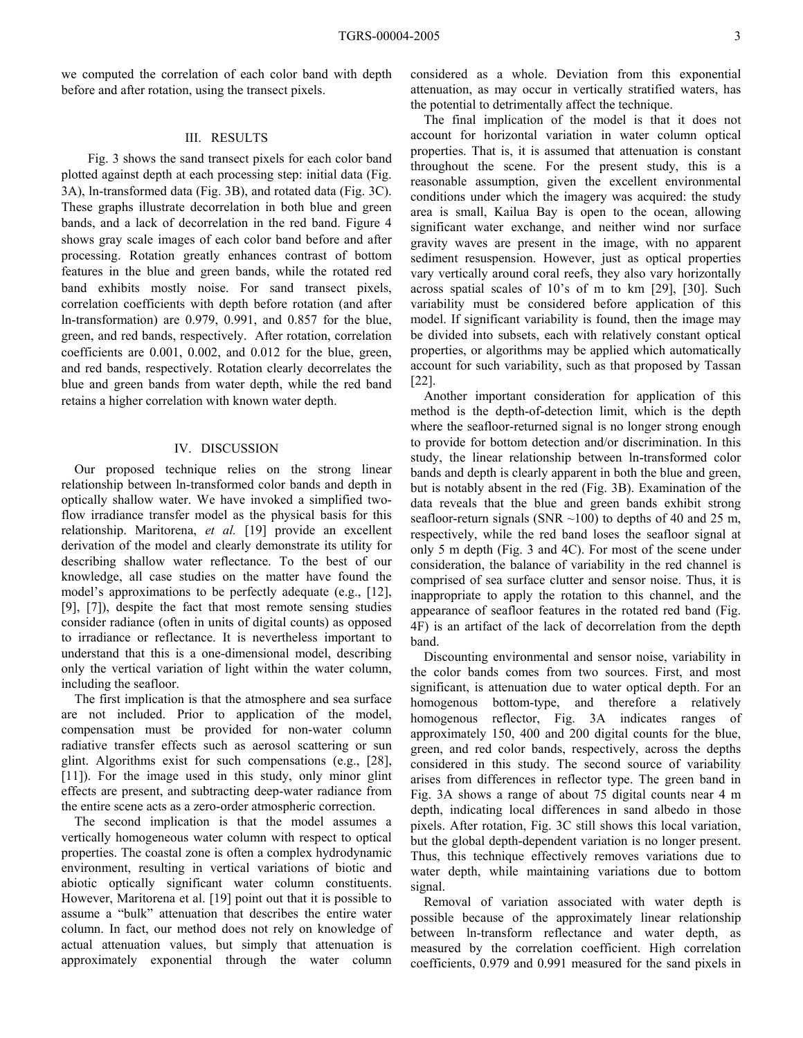we computed the correlation of each color band with depth before and after rotation, using the transect pixels.

## III. Results

Fig. 3 shows the sand transect pixels for each color band plotted against depth at each processing step: initial data (Fig. 3A), ln-transformed data (Fig. 3B), and rotated data (Fig. 3C). These graphs illustrate decorrelation in both blue and green bands, and a lack of decorrelation in the red band. Figure 4 shows gray scale images of each color band before and after processing. Rotation greatly enhances contrast of bottom features in the blue and green bands, while the rotated red band exhibits mostly noise. For sand transect pixels, correlation coefficients with depth before rotation (and after ln-transformation) are 0.979, 0.991, and 0.857 for the blue, green, and red bands, respectively. After rotation, correlation coefficients are 0.001, 0.002, and 0.012 for the blue, green, and red bands, respectively. Rotation clearly decorrelates the blue and green bands from water depth, while the red band retains a higher correlation with known water depth.

## IV. Discussion

Our proposed technique relies on the strong linear relationship between ln-transformed color bands and depth in optically shallow water. We have invoked a simplified two-flow irradiance transfer model as the physical basis for this relationship. Maritorena, *et al.* [19] provide an excellent derivation of the model and clearly demonstrate its utility for describing shallow water reflectance. To the best of our knowledge, all case studies on the matter have found the model's approximations to be perfectly adequate (e.g., [12], [9], [7]), despite the fact that most remote sensing studies consider radiance (often in units of digital counts) as opposed to irradiance or reflectance. It is nevertheless important to understand that this is a one-dimensional model, describing only the vertical variation of light within the water column, including the seafloor.

The first implication is that the atmosphere and sea surface are not included. Prior to application of the model, compensation must be provided for non-water column radiative transfer effects such as aerosol scattering or sun glint. Algorithms exist for such compensations (e.g., [28], [11]). For the image used in this study, only minor glint effects are present, and subtracting deep-water radiance from the entire scene acts as a zero-order atmospheric correction.

The second implication is that the model assumes a vertically homogeneous water column with respect to optical properties. The coastal zone is often a complex hydrodynamic environment, resulting in vertical variations of biotic and abiotic optically significant water column constituents. However, Maritorena et al. [19] point out that it is possible to assume a "bulk" attenuation that describes the entire water column. In fact, our method does not rely on knowledge of actual attenuation values, but simply that attenuation is approximately exponential through the water column considered as a whole. Deviation from this exponential attenuation, as may occur in vertically stratified waters, has the potential to detrimentally affect the technique.

The final implication of the model is that it does not account for horizontal variation in water column optical properties. That is, it is assumed that attenuation is constant throughout the scene. For the present study, this is a reasonable assumption, given the excellent environmental conditions under which the imagery was acquired: the study area is small, Kailua Bay is open to the ocean, allowing significant water exchange, and neither wind nor surface gravity waves are present in the image, with no apparent sediment resuspension. However, just as optical properties vary vertically around coral reefs, they also vary horizontally across spatial scales of 10's of m to km [29], [30]. Such variability must be considered before application of this model. If significant variability is found, then the image may be divided into subsets, each with relatively constant optical properties, or algorithms may be applied which automatically account for such variability, such as that proposed by Tassan [22].

Another important consideration for application of this method is the depth-of-detection limit, which is the depth where the seafloor-returned signal is no longer strong enough to provide for bottom detection and/or discrimination. In this study, the linear relationship between ln-transformed color bands and depth is clearly apparent in both the blue and green, but is notably absent in the red (Fig. 3B). Examination of the data reveals that the blue and green bands exhibit strong seafloor-return signals (SNR ~100) to depths of 40 and 25 m, respectively, while the red band loses the seafloor signal at only 5 m depth (Fig. 3 and 4C). For most of the scene under consideration, the balance of variability in the red channel is comprised of sea surface clutter and sensor noise. Thus, it is inappropriate to apply the rotation to this channel, and the appearance of seafloor features in the rotated red band (Fig. 4F) is an artifact of the lack of decorrelation from the depth band.

Discounting environmental and sensor noise, variability in the color bands comes from two sources. First, and most significant, is attenuation due to water optical depth. For an homogenous bottom-type, and therefore a relatively homogenous reflector, Fig. 3A indicates ranges of approximately 150, 400 and 200 digital counts for the blue, green, and red color bands, respectively, across the depths considered in this study. The second source of variability arises from differences in reflector type. The green band in Fig. 3A shows a range of about 75 digital counts near 4 m depth, indicating local differences in sand albedo in those pixels. After rotation, Fig. 3C still shows this local variation, but the global depth-dependent variation is no longer present. Thus, this technique effectively removes variations due to water depth, while maintaining variations due to bottom signal.

Removal of variation associated with water depth is possible because of the approximately linear relationship between ln-transform reflectance and water depth, as measured by the correlation coefficient. High correlation coefficients, 0.979 and 0.991 measured for the sand pixels in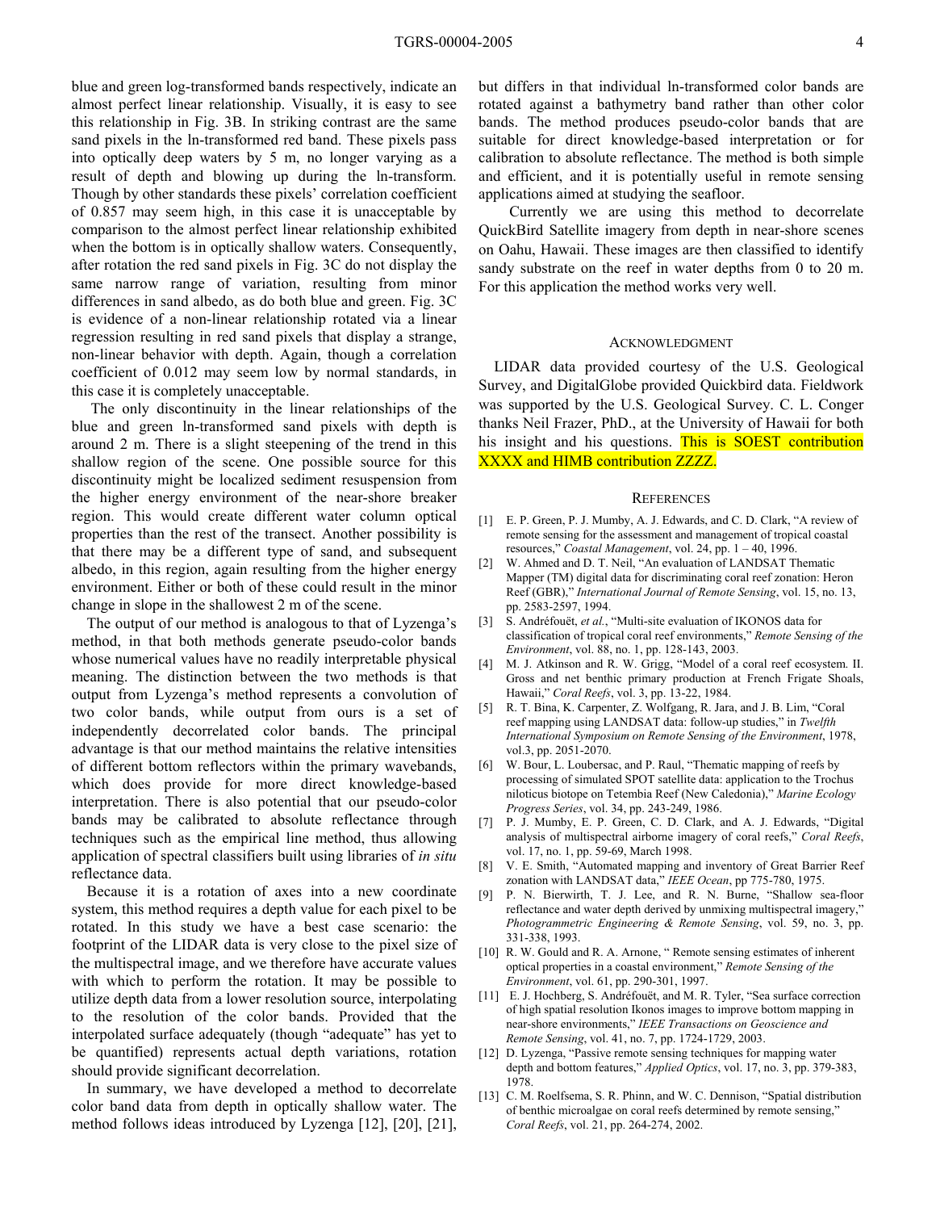blue and green log-transformed bands respectively, indicate an almost perfect linear relationship. Visually, it is easy to see this relationship in Fig. 3B. In striking contrast are the same sand pixels in the ln-transformed red band. These pixels pass into optically deep waters by 5 m, no longer varying as a result of depth and blowing up during the ln-transform. Though by other standards these pixels' correlation coefficient of 0.857 may seem high, in this case it is unacceptable by comparison to the almost perfect linear relationship exhibited when the bottom is in optically shallow waters. Consequently, after rotation the red sand pixels in Fig. 3C do not display the same narrow range of variation, resulting from minor differences in sand albedo, as do both blue and green. Fig. 3C is evidence of a non-linear relationship rotated via a linear regression resulting in red sand pixels that display a strange, non-linear behavior with depth. Again, though a correlation coefficient of 0.012 may seem low by normal standards, in this case it is completely unacceptable.

The only discontinuity in the linear relationships of the blue and green ln-transformed sand pixels with depth is around 2 m. There is a slight steepening of the trend in this shallow region of the scene. One possible source for this discontinuity might be localized sediment resuspension from the higher energy environment of the near-shore breaker region. This would create different water column optical properties than the rest of the transect. Another possibility is that there may be a different type of sand, and subsequent albedo, in this region, again resulting from the higher energy environment. Either or both of these could result in the minor change in slope in the shallowest 2 m of the scene.

The output of our method is analogous to that of Lyzenga's method, in that both methods generate pseudo-color bands whose numerical values have no readily interpretable physical meaning. The distinction between the two methods is that output from Lyzenga's method represents a convolution of two color bands, while output from ours is a set of independently decorrelated color bands. The principal advantage is that our method maintains the relative intensities of different bottom reflectors within the primary wavebands, which does provide for more direct knowledge-based interpretation. There is also potential that our pseudo-color bands may be calibrated to absolute reflectance through techniques such as the empirical line method, thus allowing application of spectral classifiers built using libraries of *in situ* reflectance data.

Because it is a rotation of axes into a new coordinate system, this method requires a depth value for each pixel to be rotated. In this study we have a best case scenario: the footprint of the LIDAR data is very close to the pixel size of the multispectral image, and we therefore have accurate values with which to perform the rotation. It may be possible to utilize depth data from a lower resolution source, interpolating to the resolution of the color bands. Provided that the interpolated surface adequately (though "adequate" has yet to be quantified) represents actual depth variations, rotation should provide significant decorrelation.

In summary, we have developed a method to decorrelate color band data from depth in optically shallow water. The method follows ideas introduced by Lyzenga [12], [20], [21], but differs in that individual ln-transformed color bands are rotated against a bathymetry band rather than other color bands. The method produces pseudo-color bands that are suitable for direct knowledge-based interpretation or for calibration to absolute reflectance. The method is both simple and efficient, and it is potentially useful in remote sensing applications aimed at studying the seafloor.

Currently we are using this method to decorrelate QuickBird Satellite imagery from depth in near-shore scenes on Oahu, Hawaii. These images are then classified to identify sandy substrate on the reef in water depths from 0 to 20 m. For this application the method works very well.

## Acknowledgment

LIDAR data provided courtesy of the U.S. Geological Survey, and DigitalGlobe provided Quickbird data. Fieldwork was supported by the U.S. Geological Survey. C. L. Conger thanks Neil Frazer, PhD., at the University of Hawaii for both his insight and his questions. This is SOEST contribution XXXX and HIMB contribution ZZZZ.

## References

[1] E. P. Green, P. J. Mumby, A. J. Edwards, and C. D. Clark, "A review of remote sensing for the assessment and management of tropical coastal resources," *Coastal Management*, vol. 24, pp. 1 – 40, 1996.

[2] W. Ahmed and D. T. Neil, "An evaluation of LANDSAT Thematic Mapper (TM) digital data for discriminating coral reef zonation: Heron Reef (GBR)," *International Journal of Remote Sensing*, vol. 15, no. 13, pp. 2583-2597, 1994.

[3] S. Andréfouët, *et al.*, "Multi-site evaluation of IKONOS data for classification of tropical coral reef environments," *Remote Sensing of the Environment*, vol. 88, no. 1, pp. 128-143, 2003.

[4] M. J. Atkinson and R. W. Grigg, "Model of a coral reef ecosystem. II. Gross and net benthic primary production at French Frigate Shoals, Hawaii," *Coral Reefs*, vol. 3, pp. 13-22, 1984.

[5] R. T. Bina, K. Carpenter, Z. Wolfgang, R. Jara, and J. B. Lim, "Coral reef mapping using LANDSAT data: follow-up studies," in *Twelfth International Symposium on Remote Sensing of the Environment*, 1978, vol.3, pp. 2051-2070.

[6] W. Bour, L. Loubersac, and P. Raul, "Thematic mapping of reefs by processing of simulated SPOT satellite data: application to the Trochus niloticus biotope on Tetembia Reef (New Caledonia)," *Marine Ecology Progress Series*, vol. 34, pp. 243-249, 1986.

[7] P. J. Mumby, E. P. Green, C. D. Clark, and A. J. Edwards, "Digital analysis of multispectral airborne imagery of coral reefs," *Coral Reefs*, vol. 17, no. 1, pp. 59-69, March 1998.

[8] V. E. Smith, "Automated mapping and inventory of Great Barrier Reef zonation with LANDSAT data," *IEEE Ocean*, pp 775-780, 1975.

[9] P. N. Bierwirth, T. J. Lee, and R. N. Burne, "Shallow sea-floor reflectance and water depth derived by unmixing multispectral imagery," *Photogrammetric Engineering & Remote Sensing*, vol. 59, no. 3, pp. 331-338, 1993.

[10] R. W. Gould and R. A. Arnone, " Remote sensing estimates of inherent optical properties in a coastal environment," *Remote Sensing of the Environment*, vol. 61, pp. 290-301, 1997.

[11] E. J. Hochberg, S. Andréfouët, and M. R. Tyler, "Sea surface correction of high spatial resolution Ikonos images to improve bottom mapping in near-shore environments," *IEEE Transactions on Geoscience and Remote Sensing*, vol. 41, no. 7, pp. 1724-1729, 2003.

[12] D. Lyzenga, "Passive remote sensing techniques for mapping water depth and bottom features," *Applied Optics*, vol. 17, no. 3, pp. 379-383, 1978.

[13] C. M. Roelfsema, S. R. Phinn, and W. C. Dennison, "Spatial distribution of benthic microalgae on coral reefs determined by remote sensing," *Coral Reefs*, vol. 21, pp. 264-274, 2002.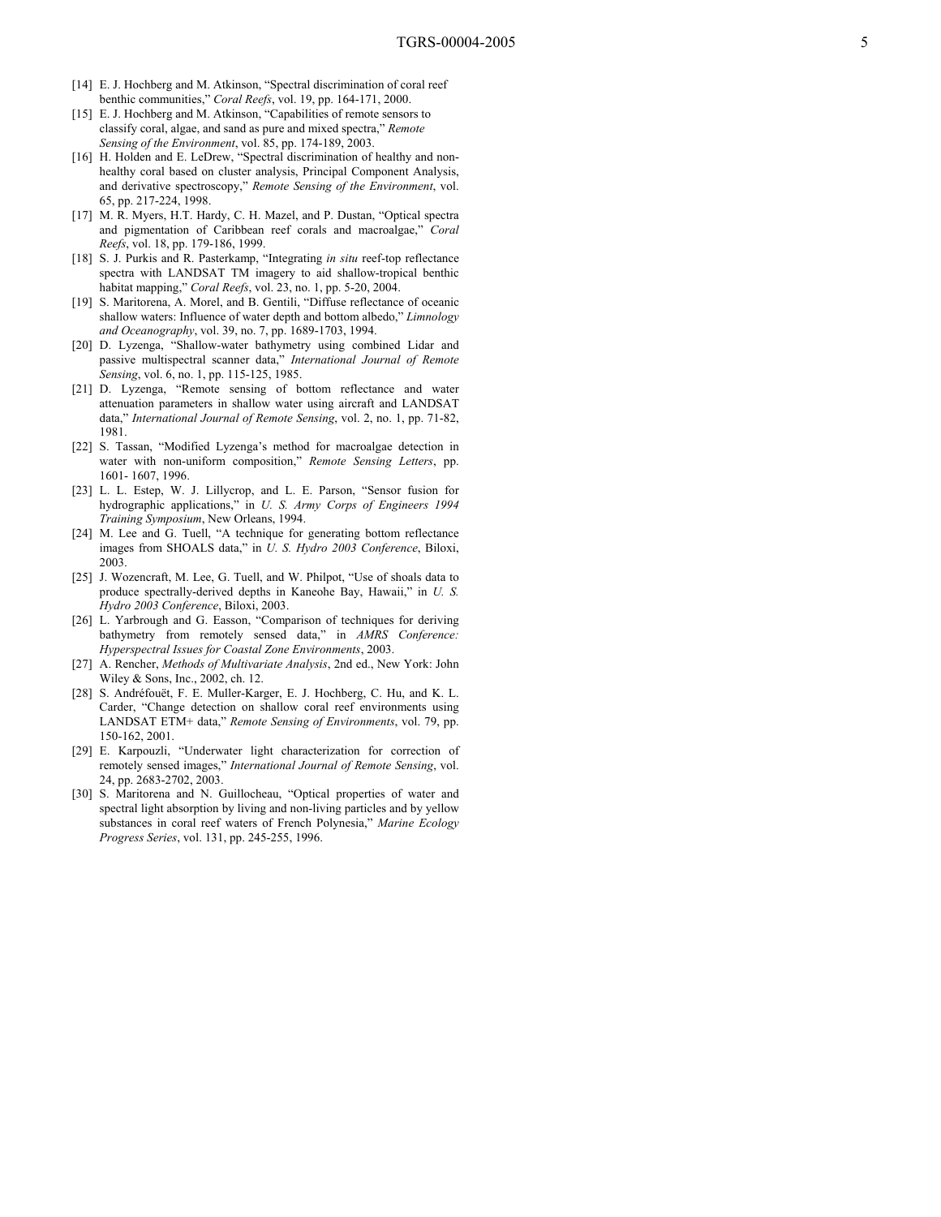[14] E. J. Hochberg and M. Atkinson, "Spectral discrimination of coral reef benthic communities," *Coral Reefs*, vol. 19, pp. 164-171, 2000.

[15] E. J. Hochberg and M. Atkinson, "Capabilities of remote sensors to classify coral, algae, and sand as pure and mixed spectra," *Remote Sensing of the Environment*, vol. 85, pp. 174-189, 2003.

[16] H. Holden and E. LeDrew, "Spectral discrimination of healthy and non-healthy coral based on cluster analysis, Principal Component Analysis, and derivative spectroscopy," *Remote Sensing of the Environment*, vol. 65, pp. 217-224, 1998.

[17] M. R. Myers, H.T. Hardy, C. H. Mazel, and P. Dustan, "Optical spectra and pigmentation of Caribbean reef corals and macroalgae," *Coral Reefs*, vol. 18, pp. 179-186, 1999.

[18] S. J. Purkis and R. Pasterkamp, "Integrating *in situ* reef-top reflectance spectra with LANDSAT TM imagery to aid shallow-tropical benthic habitat mapping," *Coral Reefs*, vol. 23, no. 1, pp. 5-20, 2004.

[19] S. Maritorena, A. Morel, and B. Gentili, "Diffuse reflectance of oceanic shallow waters: Influence of water depth and bottom albedo," *Limnology and Oceanography*, vol. 39, no. 7, pp. 1689-1703, 1994.

[20] D. Lyzenga, "Shallow-water bathymetry using combined Lidar and passive multispectral scanner data," *International Journal of Remote Sensing*, vol. 6, no. 1, pp. 115-125, 1985.

[21] D. Lyzenga, "Remote sensing of bottom reflectance and water attenuation parameters in shallow water using aircraft and LANDSAT data," *International Journal of Remote Sensing*, vol. 2, no. 1, pp. 71-82, 1981.

[22] S. Tassan, "Modified Lyzenga's method for macroalgae detection in water with non-uniform composition," *Remote Sensing Letters*, pp. 1601- 1607, 1996.

[23] L. L. Estep, W. J. Lillycrop, and L. E. Parson, "Sensor fusion for hydrographic applications," in *U. S. Army Corps of Engineers 1994 Training Symposium*, New Orleans, 1994.

[24] M. Lee and G. Tuell, "A technique for generating bottom reflectance images from SHOALS data," in *U. S. Hydro 2003 Conference*, Biloxi, 2003.

[25] J. Wozencraft, M. Lee, G. Tuell, and W. Philpot, "Use of shoals data to produce spectrally-derived depths in Kaneohe Bay, Hawaii," in *U. S. Hydro 2003 Conference*, Biloxi, 2003.

[26] L. Yarbrough and G. Easson, "Comparison of techniques for deriving bathymetry from remotely sensed data," in *AMRS Conference: Hyperspectral Issues for Coastal Zone Environments*, 2003.

[27] A. Rencher, *Methods of Multivariate Analysis*, 2nd ed., New York: John Wiley & Sons, Inc., 2002, ch. 12.

[28] S. Andréfouët, F. E. Muller-Karger, E. J. Hochberg, C. Hu, and K. L. Carder, "Change detection on shallow coral reef environments using LANDSAT ETM+ data," *Remote Sensing of Environments*, vol. 79, pp. 150-162, 2001.

[29] E. Karpouzli, "Underwater light characterization for correction of remotely sensed images," *International Journal of Remote Sensing*, vol. 24, pp. 2683-2702, 2003.

[30] S. Maritorena and N. Guillocheau, "Optical properties of water and spectral light absorption by living and non-living particles and by yellow substances in coral reef waters of French Polynesia," *Marine Ecology Progress Series*, vol. 131, pp. 245-255, 1996.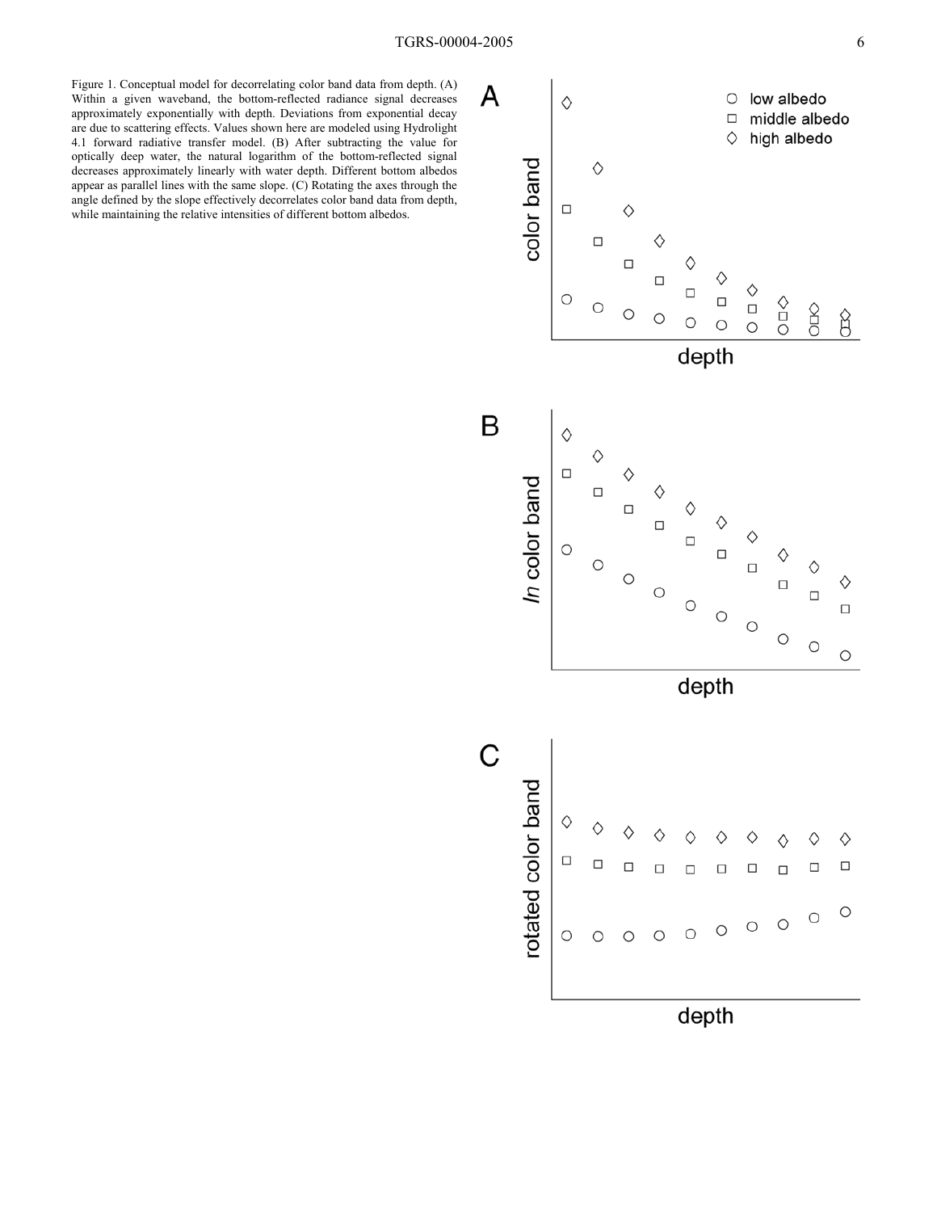Figure 1. Conceptual model for decorrelating color band data from depth. (A) Within a given waveband, the bottom-reflected radiance signal decreases approximately exponentially with depth. Deviations from exponential decay are due to scattering effects. Values shown here are modeled using Hydrolight 4.1 forward radiative transfer model. (B) After subtracting the value for optically deep water, the natural logarithm of the bottom-reflected signal decreases approximately linearly with water depth. Different bottom albedos appear as parallel lines with the same slope. (C) Rotating the axes through the angle defined by the slope effectively decorrelates color band data from depth, while maintaining the relative intensities of different bottom albedos.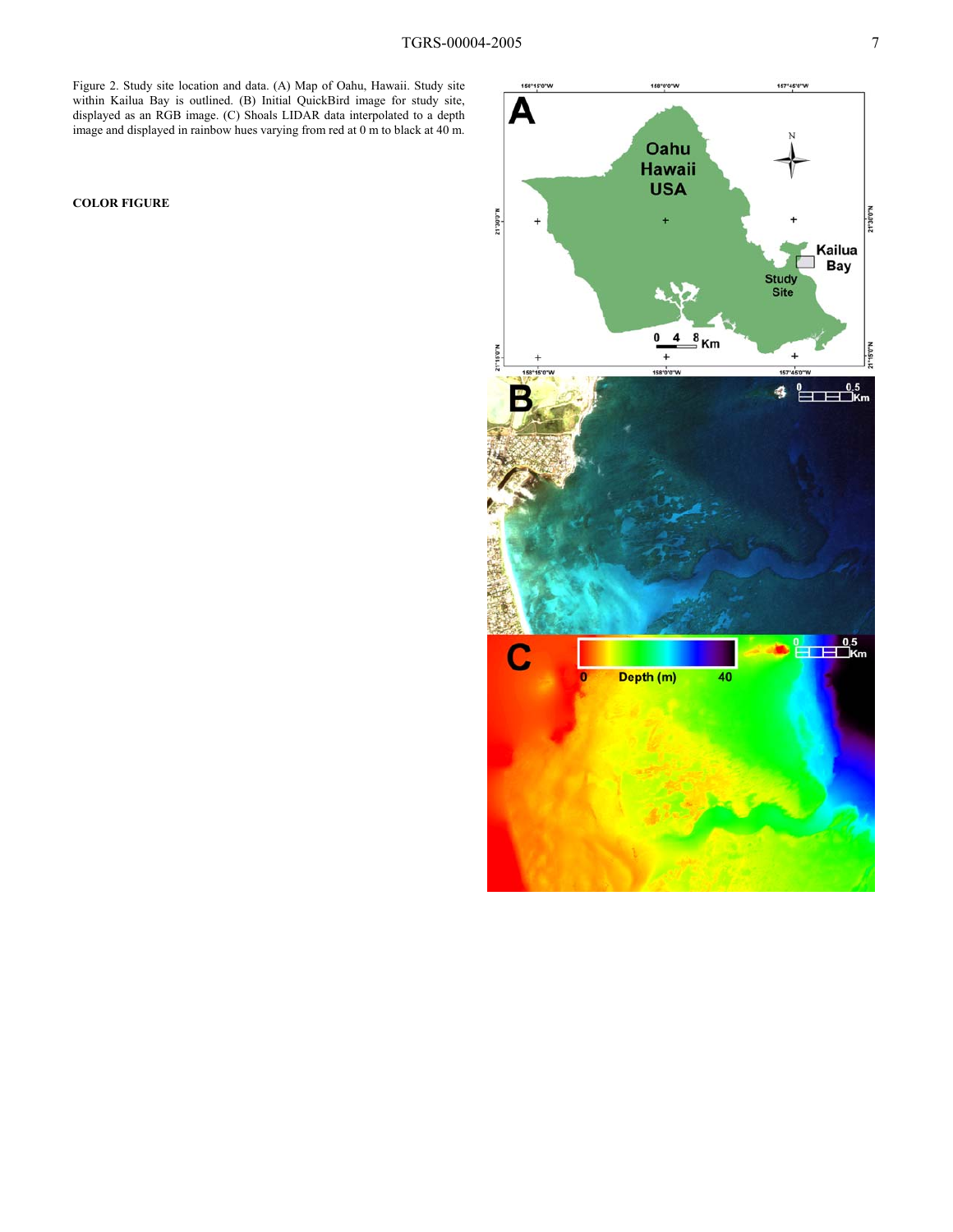Figure 2. Study site location and data. (A) Map of Oahu, Hawaii. Study site within Kailua Bay is outlined. (B) Initial QuickBird image for study site, displayed as an RGB image. (C) Shoals LIDAR data interpolated to a depth image and displayed in rainbow hues varying from red at 0 m to black at 40 m.

**COLOR FIGURE**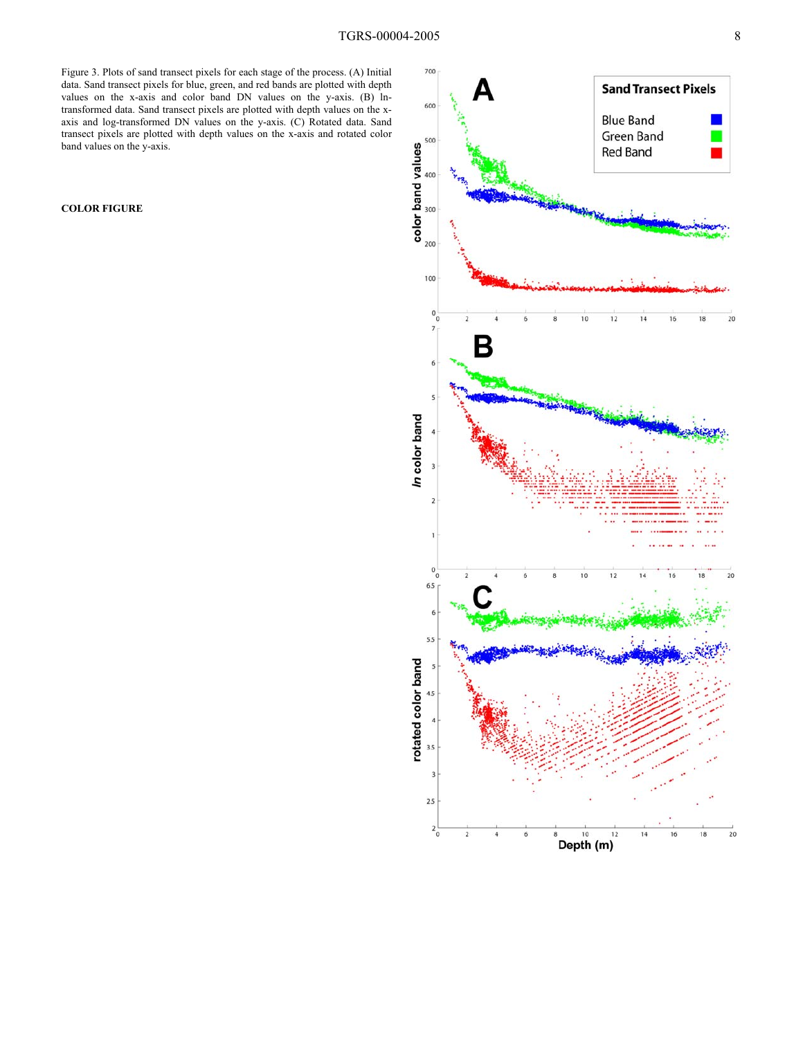Figure 3. Plots of sand transect pixels for each stage of the process. (A) Initial data. Sand transect pixels for blue, green, and red bands are plotted with depth values on the x-axis and color band DN values on the y-axis. (B) ln-transformed data. Sand transect pixels are plotted with depth values on the x-axis and log-transformed DN values on the y-axis. (C) Rotated data. Sand transect pixels are plotted with depth values on the x-axis and rotated color band values on the y-axis.

**COLOR FIGURE**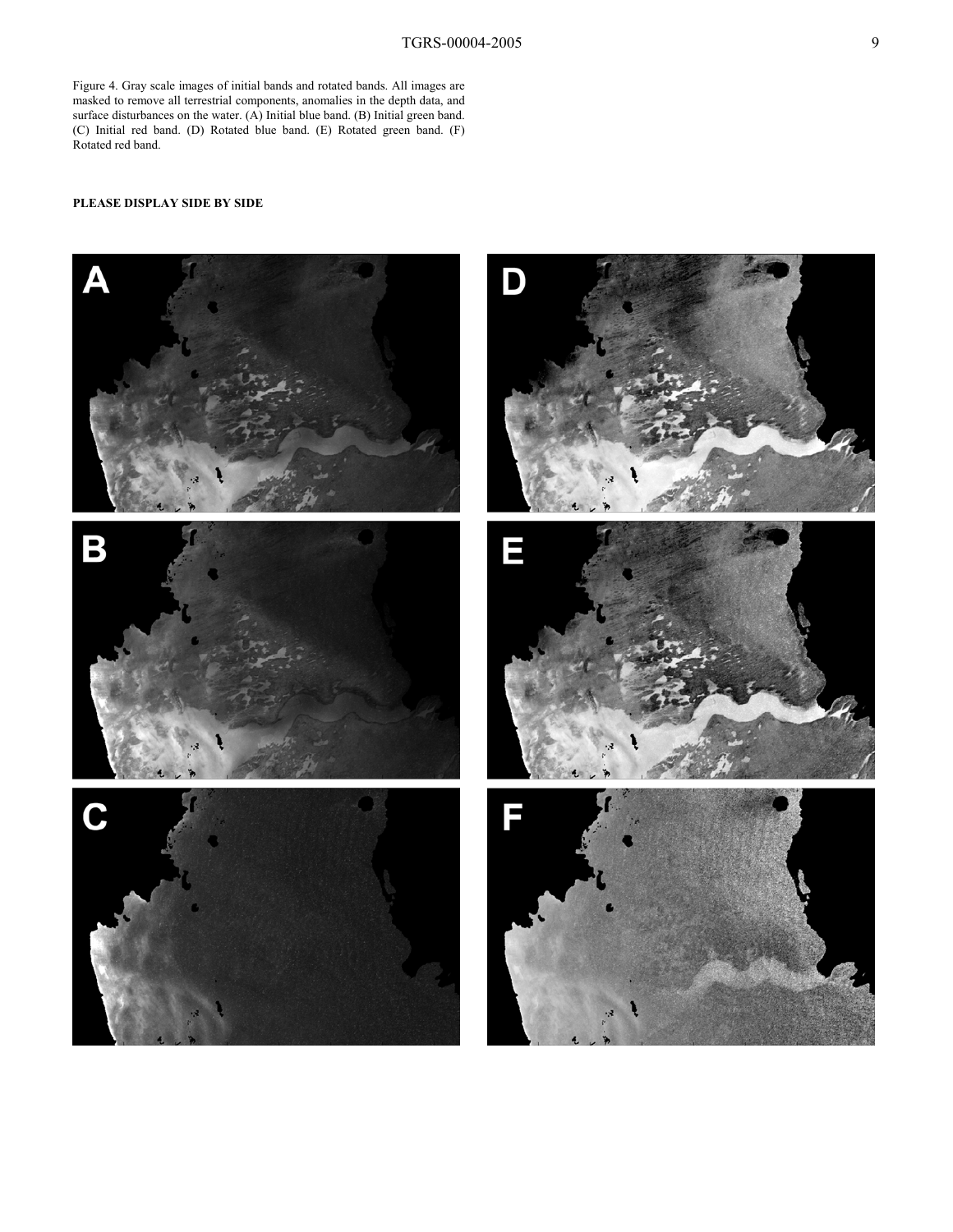Figure 4. Gray scale images of initial bands and rotated bands. All images are masked to remove all terrestrial components, anomalies in the depth data, and surface disturbances on the water. (A) Initial blue band. (B) Initial green band. (C) Initial red band. (D) Rotated blue band. (E) Rotated green band. (F) Rotated red band.

**PLEASE DISPLAY SIDE BY SIDE**